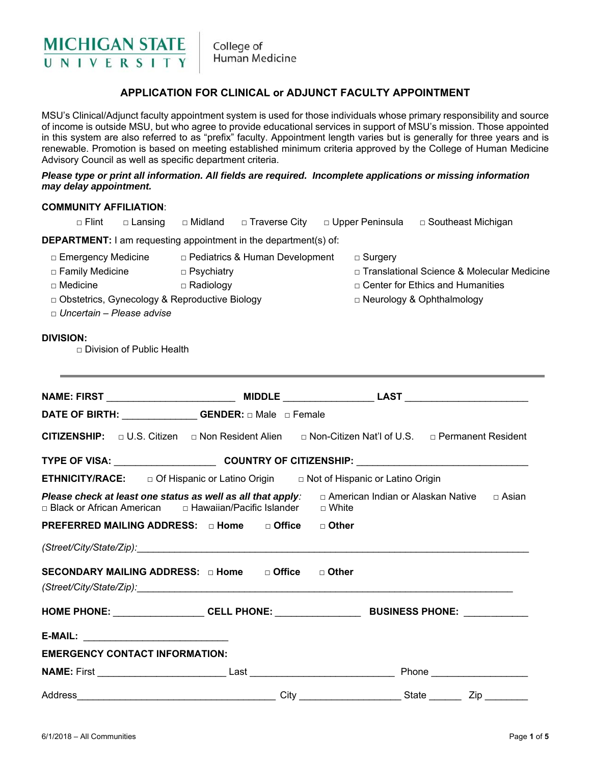MICHIGAN STATE UNIVERSITY | College of Human Medicine

## APPLICATION FOR CLINICAL or ADJUNCT FACULTY APPOINTMENT

MSU's Clinical/Adjunct faculty appointment system is used for those individuals whose primary responsibility and source of income is outside MSU, but who agree to provide educational services in support of MSU's mission. Those appointed in this system are also referred to as "prefix" faculty. Appointment length varies but is generally for three years and is renewable. Promotion is based on meeting established minimum criteria approved by the College of Human Medicine Advisory Council as well as specific department criteria.

***Please type or print all information. All fields are required. Incomplete applications or missing information may delay appointment.***

**COMMUNITY AFFILIATION**:

□ Flint □ Lansing □ Midland □ Traverse City □ Upper Peninsula □ Southeast Michigan

**DEPARTMENT:** I am requesting appointment in the department(s) of:

□ Emergency Medicine □ Pediatrics & Human Development □ Surgery
□ Family Medicine □ Psychiatry □ Translational Science & Molecular Medicine
□ Medicine □ Radiology □ Center for Ethics and Humanities
□ Obstetrics, Gynecology & Reproductive Biology □ Neurology & Ophthalmology
□ *Uncertain – Please advise*

**DIVISION:**

□ Division of Public Health

---

**NAME: FIRST** _______________________ **MIDDLE** ________________ **LAST** ______________________

**DATE OF BIRTH:** _____________ **GENDER:** □ Male □ Female

**CITIZENSHIP:** □ U.S. Citizen □ Non Resident Alien □ Non-Citizen Nat'l of U.S. □ Permanent Resident

**TYPE OF VISA:** __________________ **COUNTRY OF CITIZENSHIP:** ______________________________

**ETHNICITY/RACE:** □ Of Hispanic or Latino Origin □ Not of Hispanic or Latino Origin

***Please check at least one status as well as all that apply:*** □ American Indian or Alaskan Native □ Asian □ Black or African American □ Hawaiian/Pacific Islander □ White

**PREFERRED MAILING ADDRESS:** □ **Home** □ **Office** □ **Other**

*(Street/City/State/Zip):*_______________________________________________________________________

**SECONDARY MAILING ADDRESS:** □ **Home** □ **Office** □ **Other**

*(Street/City/State/Zip):*____________________________________________________________________

**HOME PHONE:** ________________ **CELL PHONE:** _______________ **BUSINESS PHONE:** ___________

**E-MAIL:** __________________________

**EMERGENCY CONTACT INFORMATION:**

**NAME:** First ______________________ Last __________________________ Phone _________________

Address___________________________________ City __________________ State ______ Zip ________

6/1/2018 – All Communities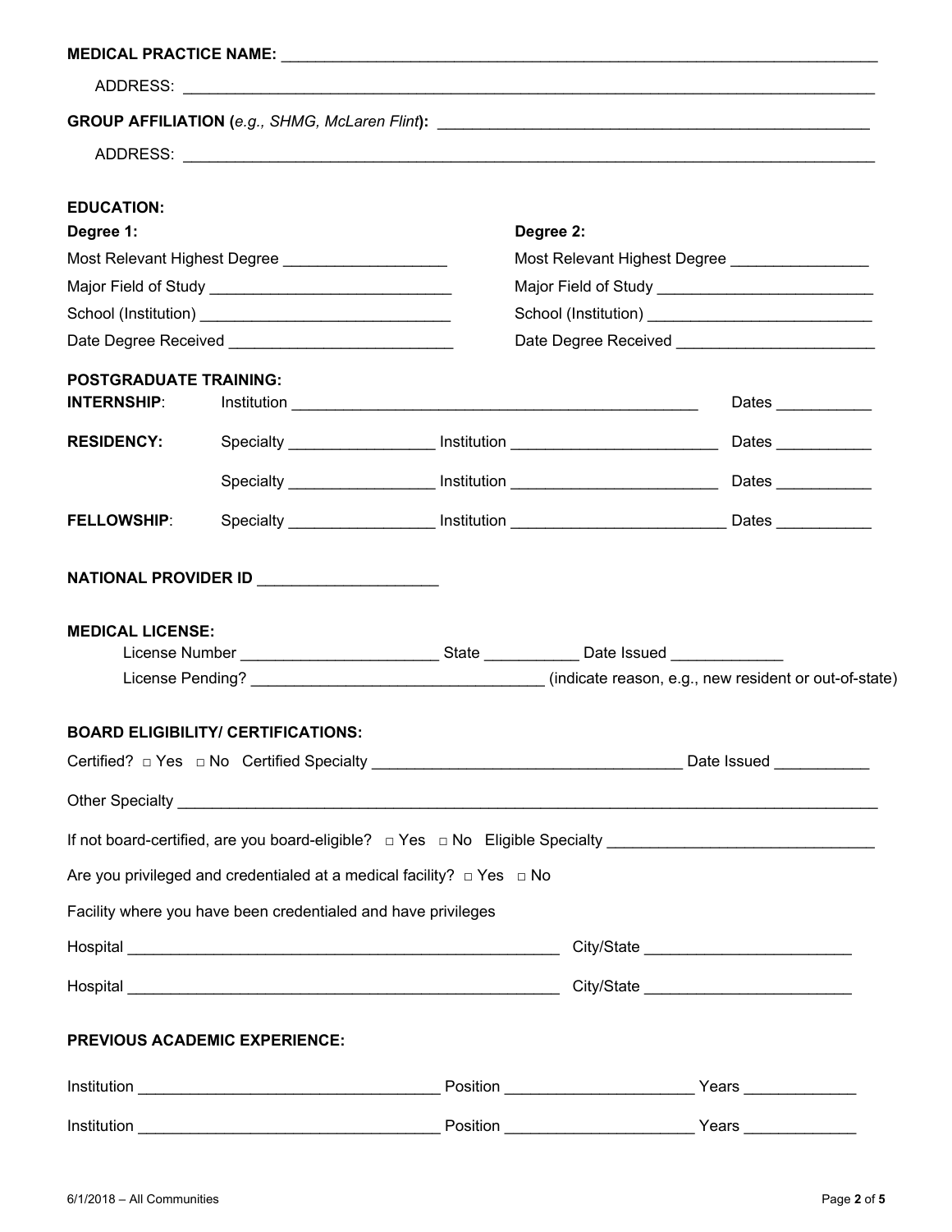**MEDICAL PRACTICE NAME:** ______________________________________________________________________

ADDRESS: ______________________________________________________________________________

**GROUP AFFILIATION (***e.g., SHMG, McLaren Flint***):** ________________________________________________

ADDRESS: ______________________________________________________________________________

**EDUCATION:**

**Degree 1:**

Most Relevant Highest Degree __________________

Major Field of Study ___________________________

School (Institution) ____________________________

Date Degree Received _________________________

**Degree 2:**

Most Relevant Highest Degree _______________

Major Field of Study ________________________

School (Institution) _________________________

Date Degree Received _______________________

**POSTGRADUATE TRAINING:**

**INTERNSHIP**: Institution _____________________________________________ Dates __________

**RESIDENCY:** Specialty ________________ Institution _______________________ Dates __________

Specialty ________________ Institution _______________________ Dates __________

**FELLOWSHIP**: Specialty ________________ Institution ________________________ Dates __________

**NATIONAL PROVIDER ID** ___________________

**MEDICAL LICENSE:**

License Number ______________________ State __________ Date Issued ____________

License Pending? ________________________________ (indicate reason, e.g., new resident or out-of-state)

**BOARD ELIGIBILITY/ CERTIFICATIONS:**

Certified? □ Yes □ No Certified Specialty __________________________________ Date Issued __________

Other Specialty _________________________________________________________________________________

If not board-certified, are you board-eligible? □ Yes □ No Eligible Specialty _____________________________

Are you privileged and credentialed at a medical facility? □ Yes □ No

Facility where you have been credentialed and have privileges

Hospital ________________________________________________ City/State _______________________

Hospital ________________________________________________ City/State _______________________

**PREVIOUS ACADEMIC EXPERIENCE:**

Institution _________________________________ Position ____________________ Years ____________

Institution _________________________________ Position ____________________ Years ____________

6/1/2018 – All Communities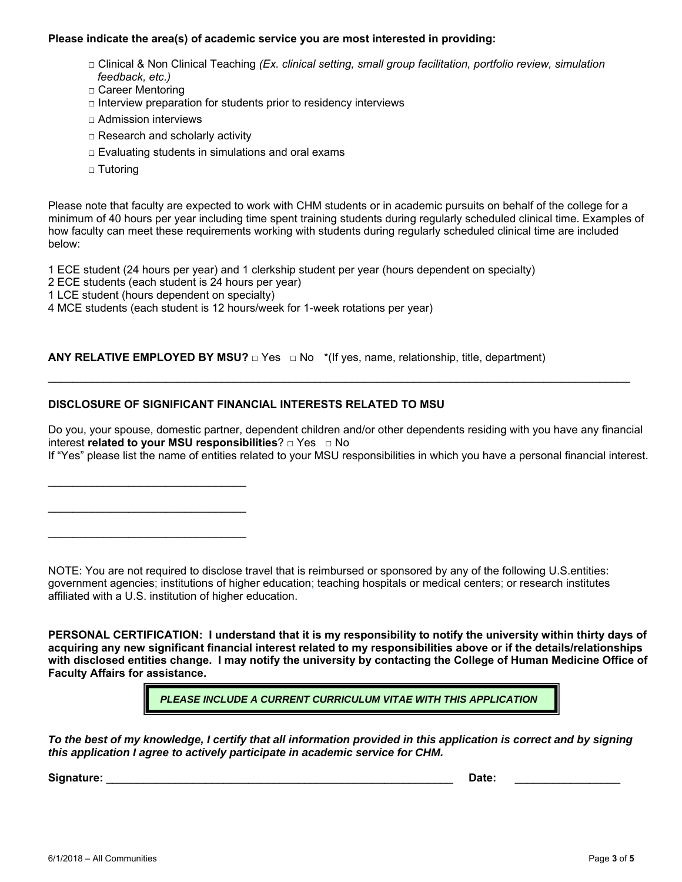**Please indicate the area(s) of academic service you are most interested in providing:**

- □ Clinical & Non Clinical Teaching *(Ex. clinical setting, small group facilitation, portfolio review, simulation feedback, etc.)*
- □ Career Mentoring
- □ Interview preparation for students prior to residency interviews
- □ Admission interviews
- □ Research and scholarly activity
- □ Evaluating students in simulations and oral exams
- □ Tutoring

Please note that faculty are expected to work with CHM students or in academic pursuits on behalf of the college for a minimum of 40 hours per year including time spent training students during regularly scheduled clinical time. Examples of how faculty can meet these requirements working with students during regularly scheduled clinical time are included below:

1 ECE student (24 hours per year) and 1 clerkship student per year (hours dependent on specialty)
2 ECE students (each student is 24 hours per year)
1 LCE student (hours dependent on specialty)
4 MCE students (each student is 12 hours/week for 1-week rotations per year)

**ANY RELATIVE EMPLOYED BY MSU?** □ Yes □ No *(If yes, name, relationship, title, department)

______________________________________________________________________________________________

**DISCLOSURE OF SIGNIFICANT FINANCIAL INTERESTS RELATED TO MSU**

Do you, your spouse, domestic partner, dependent children and/or other dependents residing with you have any financial interest **related to your MSU responsibilities**? □ Yes □ No
If "Yes" please list the name of entities related to your MSU responsibilities in which you have a personal financial interest.

________________________________

________________________________

________________________________

NOTE: You are not required to disclose travel that is reimbursed or sponsored by any of the following U.S.entities: government agencies; institutions of higher education; teaching hospitals or medical centers; or research institutes affiliated with a U.S. institution of higher education.

**PERSONAL CERTIFICATION: I understand that it is my responsibility to notify the university within thirty days of acquiring any new significant financial interest related to my responsibilities above or if the details/relationships with disclosed entities change. I may notify the university by contacting the College of Human Medicine Office of Faculty Affairs for assistance.**

***PLEASE INCLUDE A CURRENT CURRICULUM VITAE WITH THIS APPLICATION***

***To the best of my knowledge, I certify that all information provided in this application is correct and by signing this application I agree to actively participate in academic service for CHM.***

**Signature:** ____________________________________________________________ **Date:** _________________

6/1/2018 – All Communities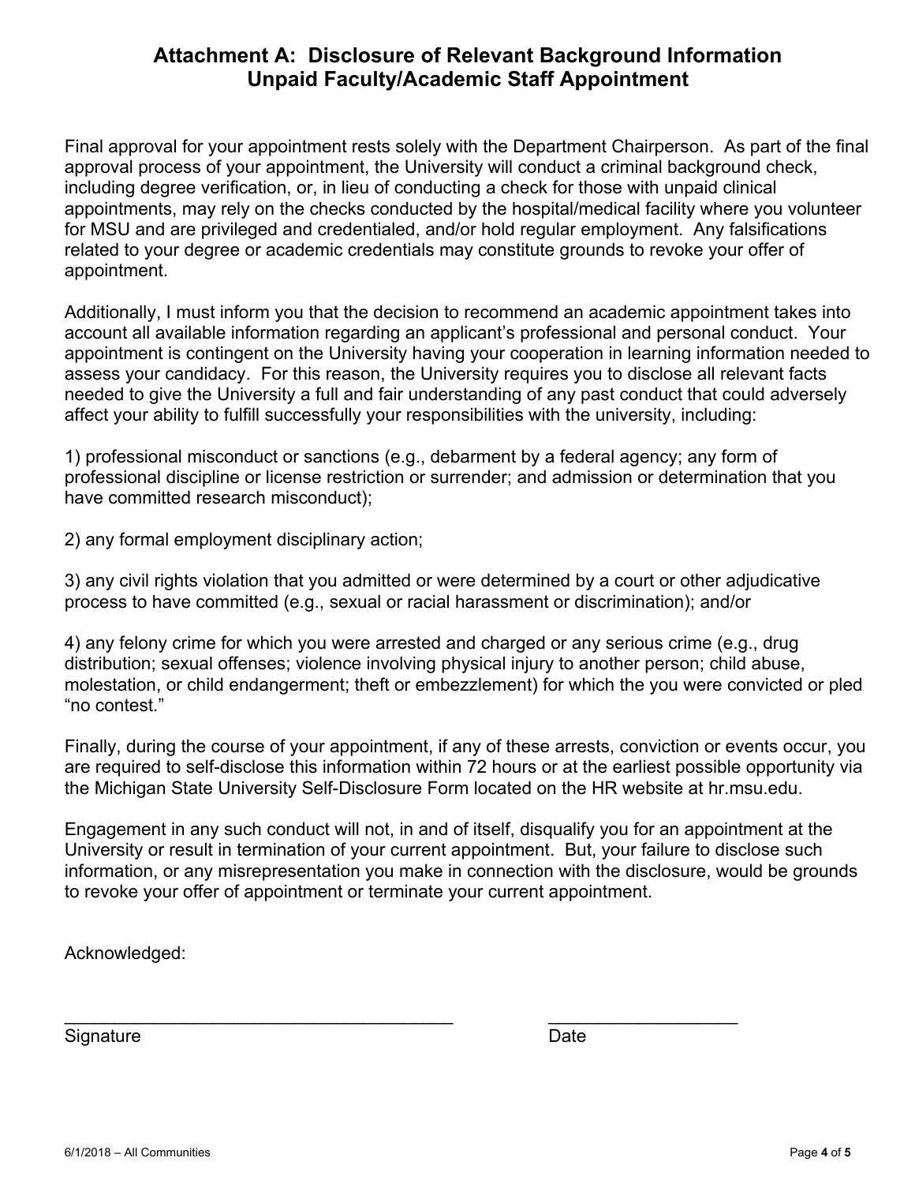# Attachment A: Disclosure of Relevant Background Information
# Unpaid Faculty/Academic Staff Appointment

Final approval for your appointment rests solely with the Department Chairperson. As part of the final approval process of your appointment, the University will conduct a criminal background check, including degree verification, or, in lieu of conducting a check for those with unpaid clinical appointments, may rely on the checks conducted by the hospital/medical facility where you volunteer for MSU and are privileged and credentialed, and/or hold regular employment. Any falsifications related to your degree or academic credentials may constitute grounds to revoke your offer of appointment.

Additionally, I must inform you that the decision to recommend an academic appointment takes into account all available information regarding an applicant's professional and personal conduct. Your appointment is contingent on the University having your cooperation in learning information needed to assess your candidacy. For this reason, the University requires you to disclose all relevant facts needed to give the University a full and fair understanding of any past conduct that could adversely affect your ability to fulfill successfully your responsibilities with the university, including:

1) professional misconduct or sanctions (e.g., debarment by a federal agency; any form of professional discipline or license restriction or surrender; and admission or determination that you have committed research misconduct);

2) any formal employment disciplinary action;

3) any civil rights violation that you admitted or were determined by a court or other adjudicative process to have committed (e.g., sexual or racial harassment or discrimination); and/or

4) any felony crime for which you were arrested and charged or any serious crime (e.g., drug distribution; sexual offenses; violence involving physical injury to another person; child abuse, molestation, or child endangerment; theft or embezzlement) for which the you were convicted or pled "no contest."

Finally, during the course of your appointment, if any of these arrests, conviction or events occur, you are required to self-disclose this information within 72 hours or at the earliest possible opportunity via the Michigan State University Self-Disclosure Form located on the HR website at hr.msu.edu.

Engagement in any such conduct will not, in and of itself, disqualify you for an appointment at the University or result in termination of your current appointment. But, your failure to disclose such information, or any misrepresentation you make in connection with the disclosure, would be grounds to revoke your offer of appointment or terminate your current appointment.

Acknowledged:

\_\_\_\_\_\_\_\_\_\_\_\_\_\_\_\_\_\_\_\_\_\_\_\_\_\_\_\_\_\_\_\_\_\_\_\_\_\_\_\_ \_\_\_\_\_\_\_\_\_\_\_\_\_\_\_\_\_\_\_\_

Signature Date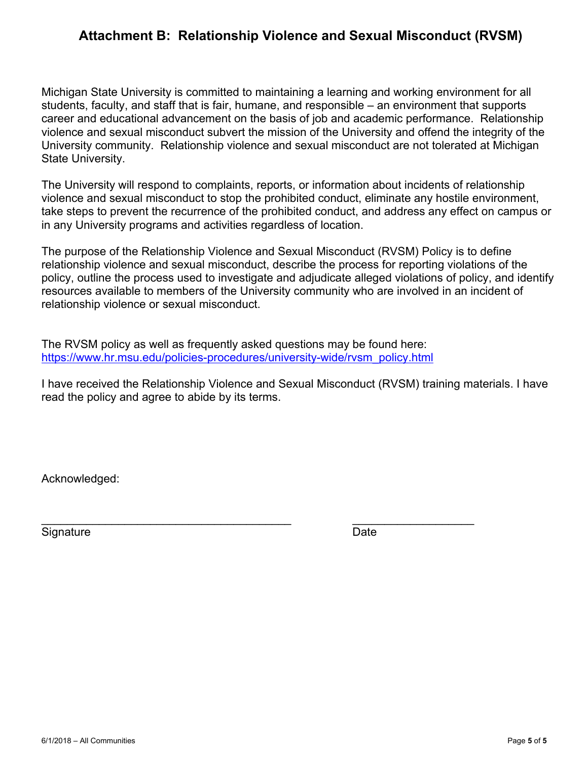## Attachment B: Relationship Violence and Sexual Misconduct (RVSM)

Michigan State University is committed to maintaining a learning and working environment for all students, faculty, and staff that is fair, humane, and responsible – an environment that supports career and educational advancement on the basis of job and academic performance. Relationship violence and sexual misconduct subvert the mission of the University and offend the integrity of the University community. Relationship violence and sexual misconduct are not tolerated at Michigan State University.

The University will respond to complaints, reports, or information about incidents of relationship violence and sexual misconduct to stop the prohibited conduct, eliminate any hostile environment, take steps to prevent the recurrence of the prohibited conduct, and address any effect on campus or in any University programs and activities regardless of location.

The purpose of the Relationship Violence and Sexual Misconduct (RVSM) Policy is to define relationship violence and sexual misconduct, describe the process for reporting violations of the policy, outline the process used to investigate and adjudicate alleged violations of policy, and identify resources available to members of the University community who are involved in an incident of relationship violence or sexual misconduct.

The RVSM policy as well as frequently asked questions may be found here:
https://www.hr.msu.edu/policies-procedures/university-wide/rvsm_policy.html

I have received the Relationship Violence and Sexual Misconduct (RVSM) training materials. I have read the policy and agree to abide by its terms.

Acknowledged:

________________________________________ ____________________
Signature Date